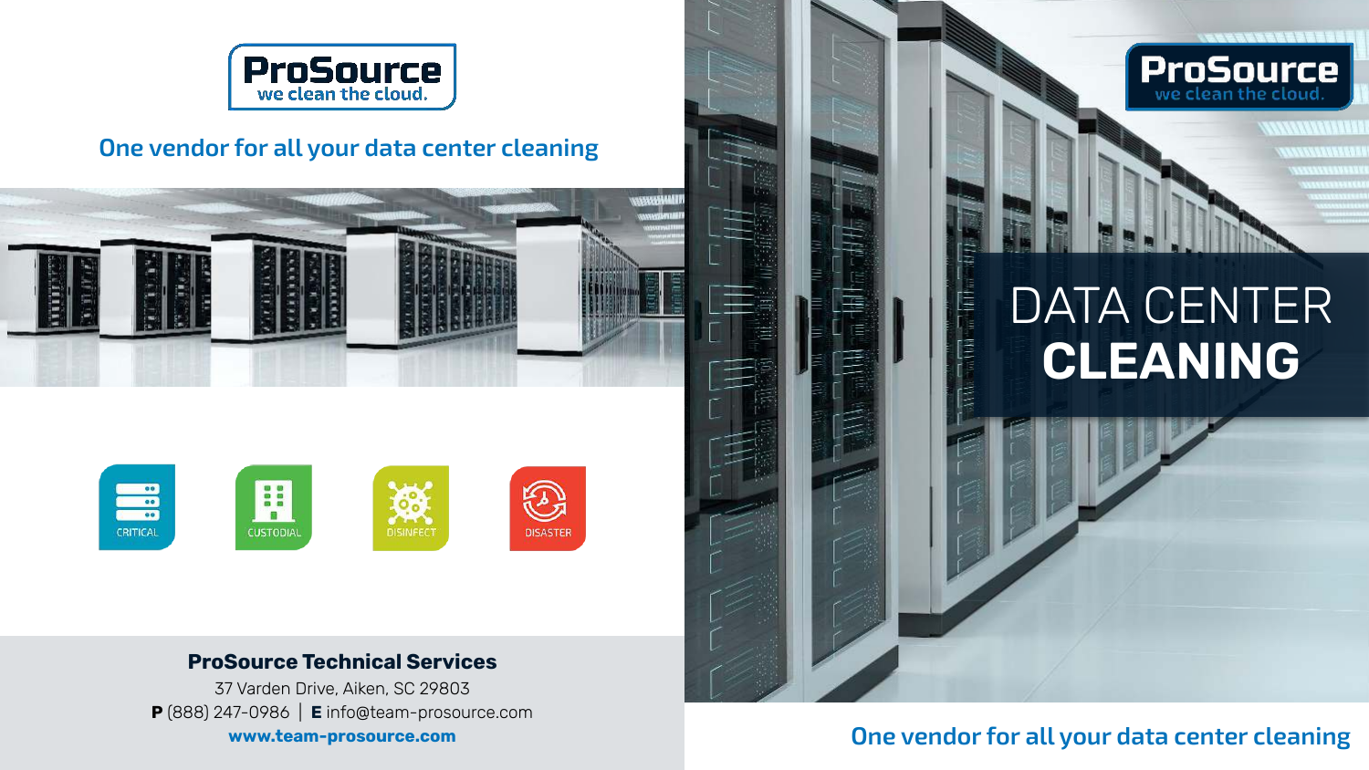ProSource
we clean the cloud.

One vendor for all your data center cleaning

CRITICAL

CUSTODIAL

DISINFECT

DISASTER

**ProSource Technical Services**

37 Varden Drive, Aiken, SC 29803

**P** (888) 247-0986 | **E** info@team-prosource.com

**www.team-prosource.com**

ProSource
we clean the cloud.

# DATA CENTER **CLEANING**

One vendor for all your data center cleaning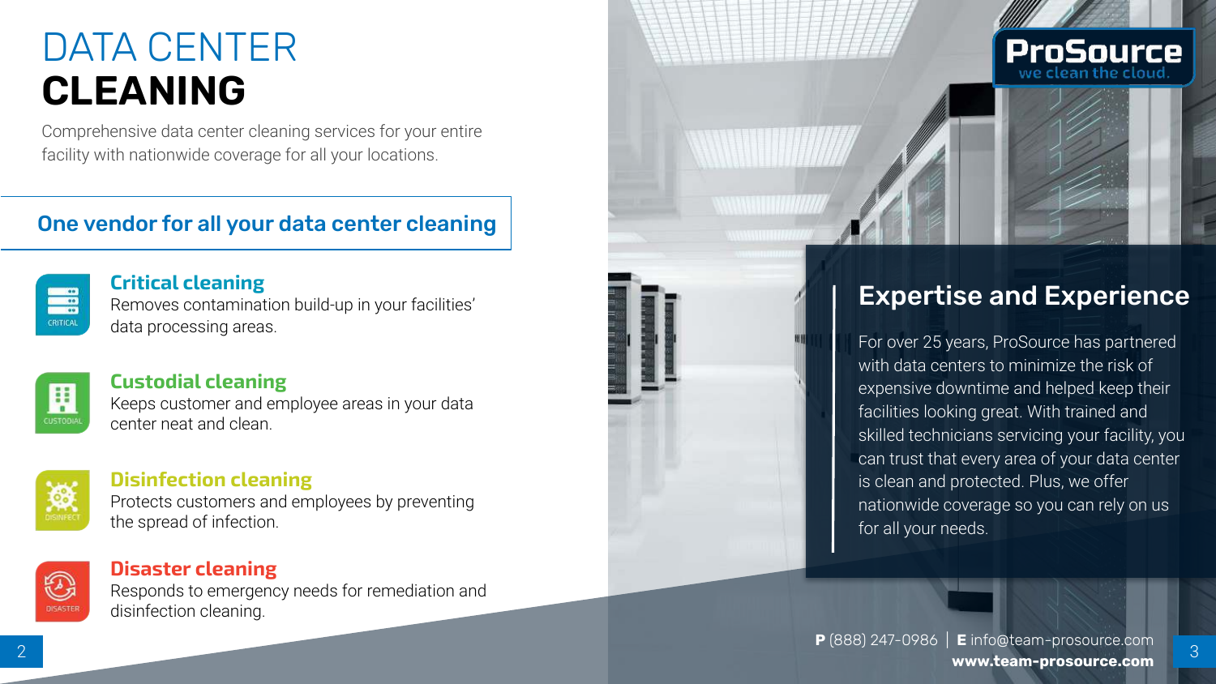# DATA CENTER **CLEANING**

Comprehensive data center cleaning services for your entire facility with nationwide coverage for all your locations.

## One vendor for all your data center cleaning

### Critical cleaning

Removes contamination build-up in your facilities' data processing areas.

### Custodial cleaning

Keeps customer and employee areas in your data center neat and clean.

### Disinfection cleaning

Protects customers and employees by preventing the spread of infection.

### Disaster cleaning

Responds to emergency needs for remediation and disinfection cleaning.

**ProSource**
we clean the cloud.

## Expertise and Experience

For over 25 years, ProSource has partnered with data centers to minimize the risk of expensive downtime and helped keep their facilities looking great. With trained and skilled technicians servicing your facility, you can trust that every area of your data center is clean and protected. Plus, we offer nationwide coverage so you can rely on us for all your needs.

**P** (888) 247-0986 | **E** info@team-prosource.com
**www.team-prosource.com**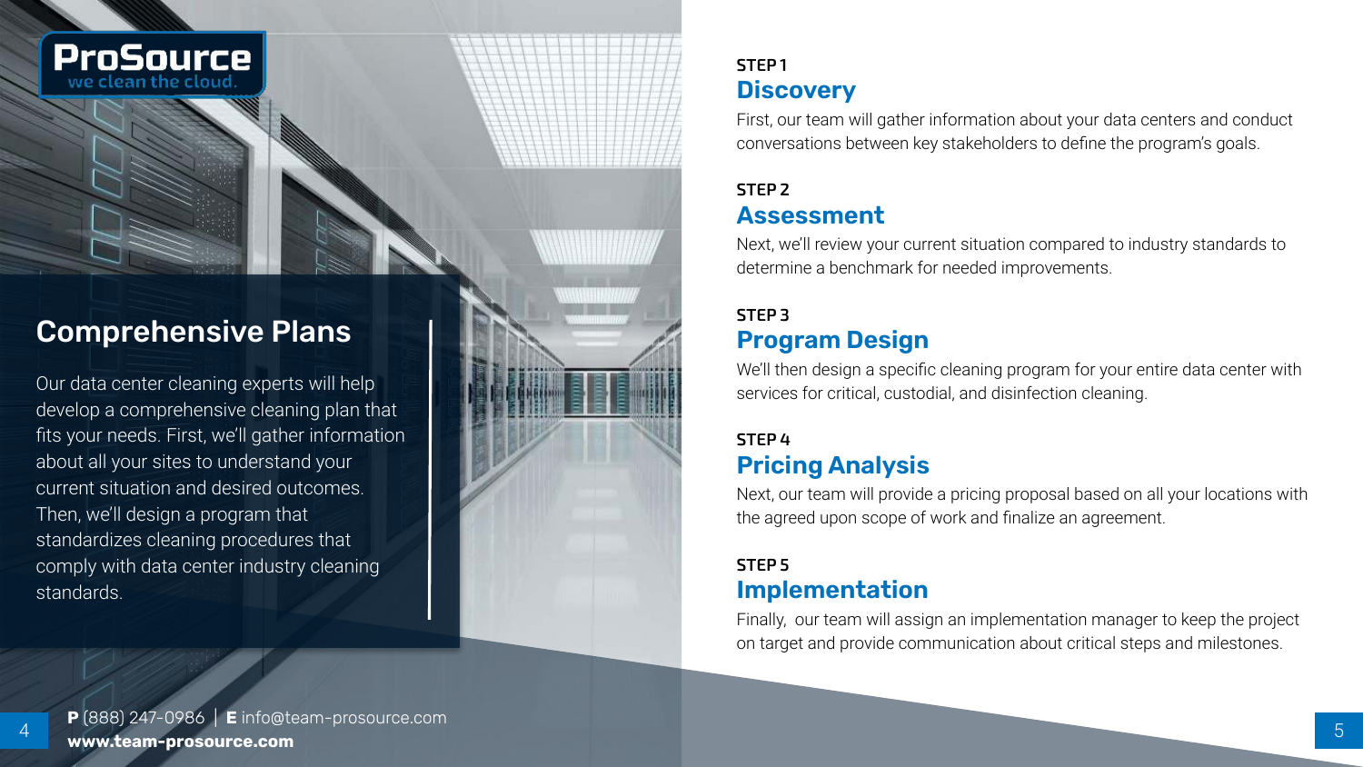ProSource
we clean the cloud.

## Comprehensive Plans

Our data center cleaning experts will help develop a comprehensive cleaning plan that fits your needs. First, we'll gather information about all your sites to understand your current situation and desired outcomes. Then, we'll design a program that standardizes cleaning procedures that comply with data center industry cleaning standards.

**P** (888) 247-0986 | **E** info@team-prosource.com
**www.team-prosource.com**

STEP 1
### Discovery

First, our team will gather information about your data centers and conduct conversations between key stakeholders to define the program's goals.

STEP 2
### Assessment

Next, we'll review your current situation compared to industry standards to determine a benchmark for needed improvements.

STEP 3
### Program Design

We'll then design a specific cleaning program for your entire data center with services for critical, custodial, and disinfection cleaning.

STEP 4
### Pricing Analysis

Next, our team will provide a pricing proposal based on all your locations with the agreed upon scope of work and finalize an agreement.

STEP 5
### Implementation

Finally, our team will assign an implementation manager to keep the project on target and provide communication about critical steps and milestones.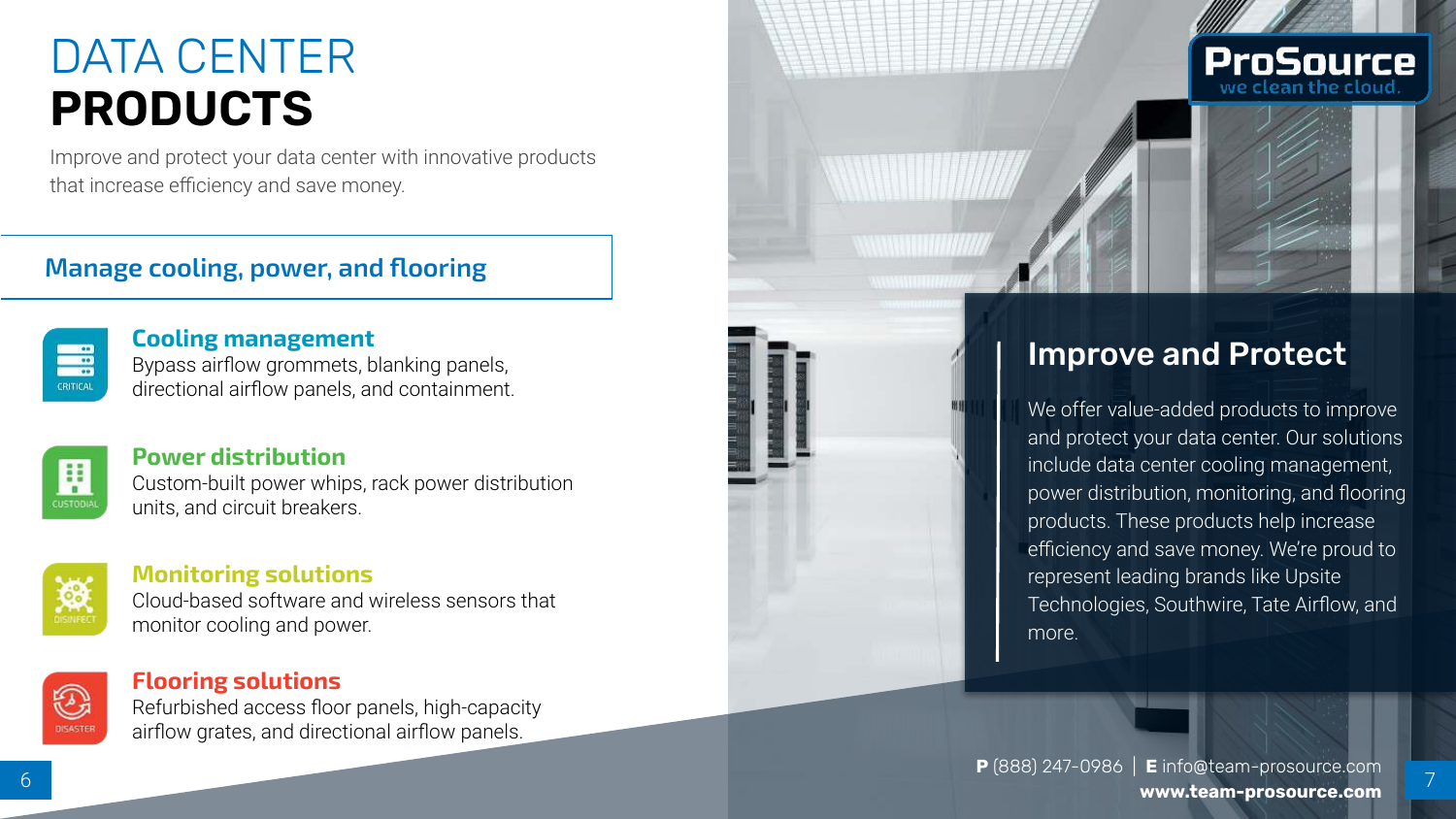# DATA CENTER **PRODUCTS**

Improve and protect your data center with innovative products that increase efficiency and save money.

## Manage cooling, power, and flooring

CRITICAL

### Cooling management

Bypass airflow grommets, blanking panels, directional airflow panels, and containment.

CUSTODIAL

### Power distribution

Custom-built power whips, rack power distribution units, and circuit breakers.

DISINFECT

### Monitoring solutions

Cloud-based software and wireless sensors that monitor cooling and power.

DISASTER

### Flooring solutions

Refurbished access floor panels, high-capacity airflow grates, and directional airflow panels.

**ProSource**
we clean the cloud.

## Improve and Protect

We offer value-added products to improve and protect your data center. Our solutions include data center cooling management, power distribution, monitoring, and flooring products. These products help increase efficiency and save money. We're proud to represent leading brands like Upsite Technologies, Southwire, Tate Airflow, and more.

**P** (888) 247-0986 | **E** info@team-prosource.com
**www.team-prosource.com**